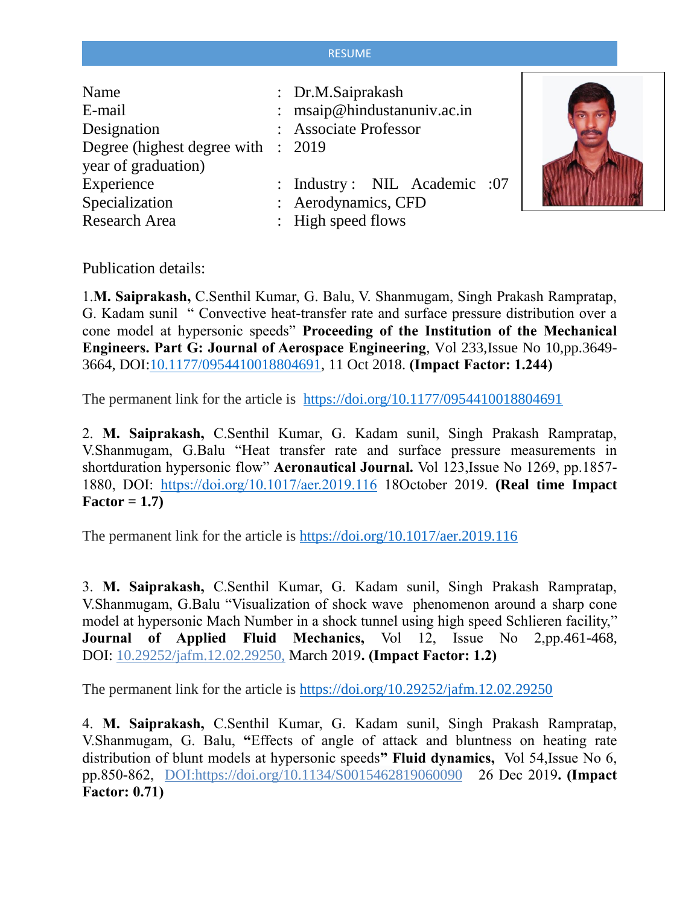# RESUME

| | | |
|---|---|---|
| Name | : | Dr.M.Saiprakash |
| E-mail | : | msaip@hindustanuniv.ac.in |
| Designation | : | Associate Professor |
| Degree (highest degree with year of graduation) | : | 2019 |
| Experience | : | Industry : NIL Academic :07 |
| Specialization | : | Aerodynamics, CFD |
| Research Area | : | High speed flows |

Publication details:

1.**M. Saiprakash,** C.Senthil Kumar, G. Balu, V. Shanmugam, Singh Prakash Rampratap, G. Kadam sunil " Convective heat-transfer rate and surface pressure distribution over a cone model at hypersonic speeds" **Proceeding of the Institution of the Mechanical Engineers. Part G: Journal of Aerospace Engineering**, Vol 233,Issue No 10,pp.3649-3664, DOI:10.1177/0954410018804691, 11 Oct 2018. **(Impact Factor: 1.244)**

The permanent link for the article is https://doi.org/10.1177/0954410018804691

2. **M. Saiprakash,** C.Senthil Kumar, G. Kadam sunil, Singh Prakash Rampratap, V.Shanmugam, G.Balu "Heat transfer rate and surface pressure measurements in shortduration hypersonic flow" **Aeronautical Journal.** Vol 123,Issue No 1269, pp.1857-1880, DOI: https://doi.org/10.1017/aer.2019.116 18October 2019. **(Real time Impact Factor = 1.7)**

The permanent link for the article is https://doi.org/10.1017/aer.2019.116

3. **M. Saiprakash,** C.Senthil Kumar, G. Kadam sunil, Singh Prakash Rampratap, V.Shanmugam, G.Balu "Visualization of shock wave phenomenon around a sharp cone model at hypersonic Mach Number in a shock tunnel using high speed Schlieren facility," **Journal of Applied Fluid Mechanics,** Vol 12, Issue No 2,pp.461-468, DOI: 10.29252/jafm.12.02.29250, March 2019**. (Impact Factor: 1.2)**

The permanent link for the article is https://doi.org/10.29252/jafm.12.02.29250

4. **M. Saiprakash,** C.Senthil Kumar, G. Kadam sunil, Singh Prakash Rampratap, V.Shanmugam, G. Balu, **"**Effects of angle of attack and bluntness on heating rate distribution of blunt models at hypersonic speeds**" Fluid dynamics,** Vol 54,Issue No 6, pp.850-862, DOI:https://doi.org/10.1134/S0015462819060090 26 Dec 2019**. (Impact Factor: 0.71)**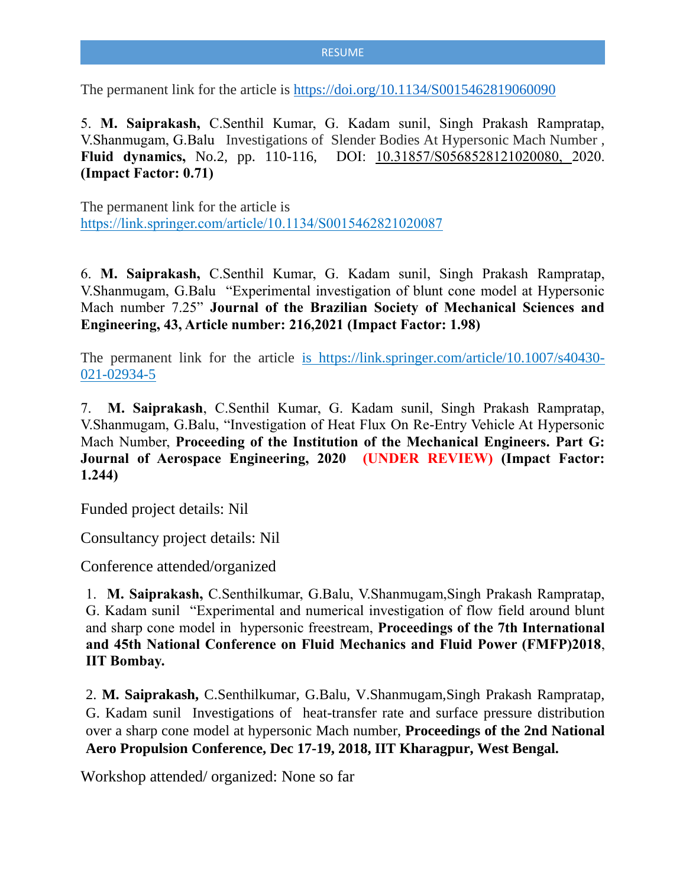The permanent link for the article is https://doi.org/10.1134/S0015462819060090

5. **M. Saiprakash,** C.Senthil Kumar, G. Kadam sunil, Singh Prakash Rampratap, V.Shanmugam, G.Balu Investigations of Slender Bodies At Hypersonic Mach Number , **Fluid dynamics,** No.2, pp. 110-116, DOI: 10.31857/S0568528121020080, 2020. **(Impact Factor: 0.71)**

The permanent link for the article is https://link.springer.com/article/10.1134/S0015462821020087

6. **M. Saiprakash,** C.Senthil Kumar, G. Kadam sunil, Singh Prakash Rampratap, V.Shanmugam, G.Balu "Experimental investigation of blunt cone model at Hypersonic Mach number 7.25" **Journal of the Brazilian Society of Mechanical Sciences and Engineering, 43, Article number: 216,2021 (Impact Factor: 1.98)**

The permanent link for the article is https://link.springer.com/article/10.1007/s40430-021-02934-5

7. **M. Saiprakash**, C.Senthil Kumar, G. Kadam sunil, Singh Prakash Rampratap, V.Shanmugam, G.Balu, "Investigation of Heat Flux On Re-Entry Vehicle At Hypersonic Mach Number, **Proceeding of the Institution of the Mechanical Engineers. Part G: Journal of Aerospace Engineering, 2020 (UNDER REVIEW) (Impact Factor: 1.244)**

Funded project details: Nil

Consultancy project details: Nil

Conference attended/organized

1. **M. Saiprakash,** C.Senthilkumar, G.Balu, V.Shanmugam,Singh Prakash Rampratap, G. Kadam sunil "Experimental and numerical investigation of flow field around blunt and sharp cone model in hypersonic freestream, **Proceedings of the 7th International and 45th National Conference on Fluid Mechanics and Fluid Power (FMFP)2018**, **IIT Bombay.**

2. **M. Saiprakash,** C.Senthilkumar, G.Balu, V.Shanmugam,Singh Prakash Rampratap, G. Kadam sunil Investigations of heat-transfer rate and surface pressure distribution over a sharp cone model at hypersonic Mach number, **Proceedings of the 2nd National Aero Propulsion Conference, Dec 17-19, 2018, IIT Kharagpur, West Bengal.**

Workshop attended/ organized: None so far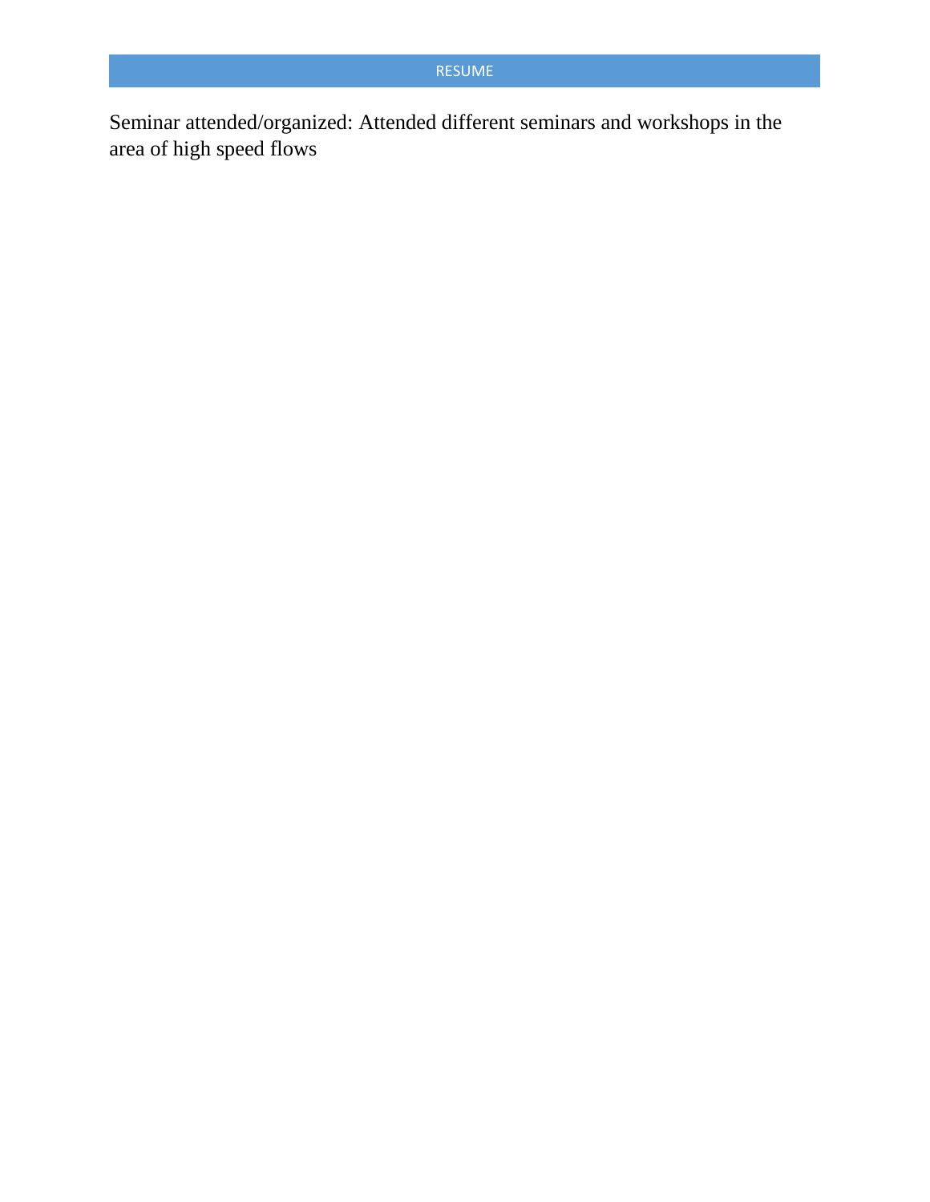Seminar attended/organized: Attended different seminars and workshops in the area of high speed flows